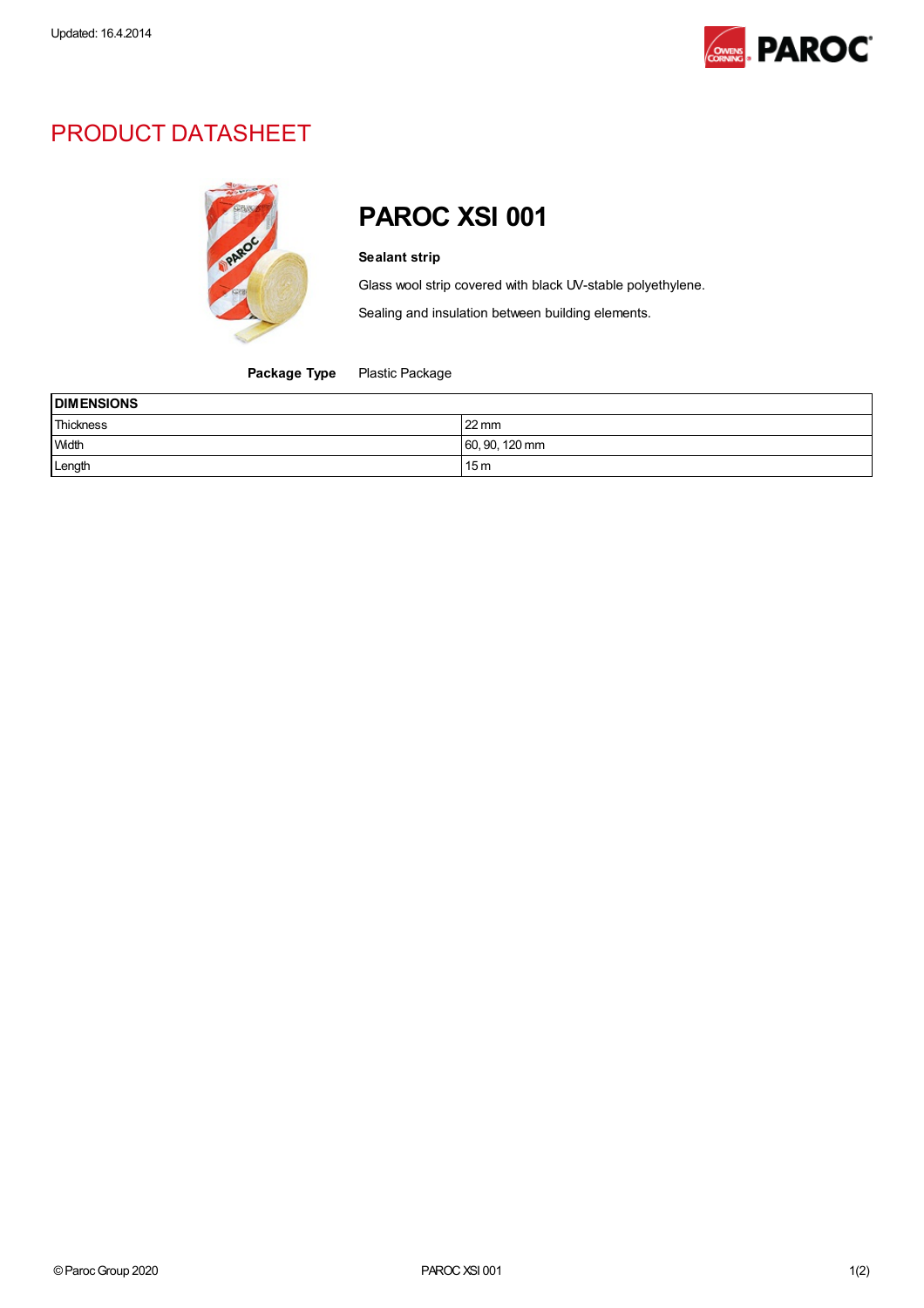Updated: 16.4.2014

# PRODUCT DATASHEET

## PAROC XSI 001

**Sealant strip**

Glass wool strip covered with black UV-stable polyethylene.

Sealing and insulation between building elements.

**Package Type** Plastic Package

| DIMENSIONS | |
|---|---|
| Thickness | 22 mm |
| Width | 60, 90, 120 mm |
| Length | 15 m |

© Paroc Group 2020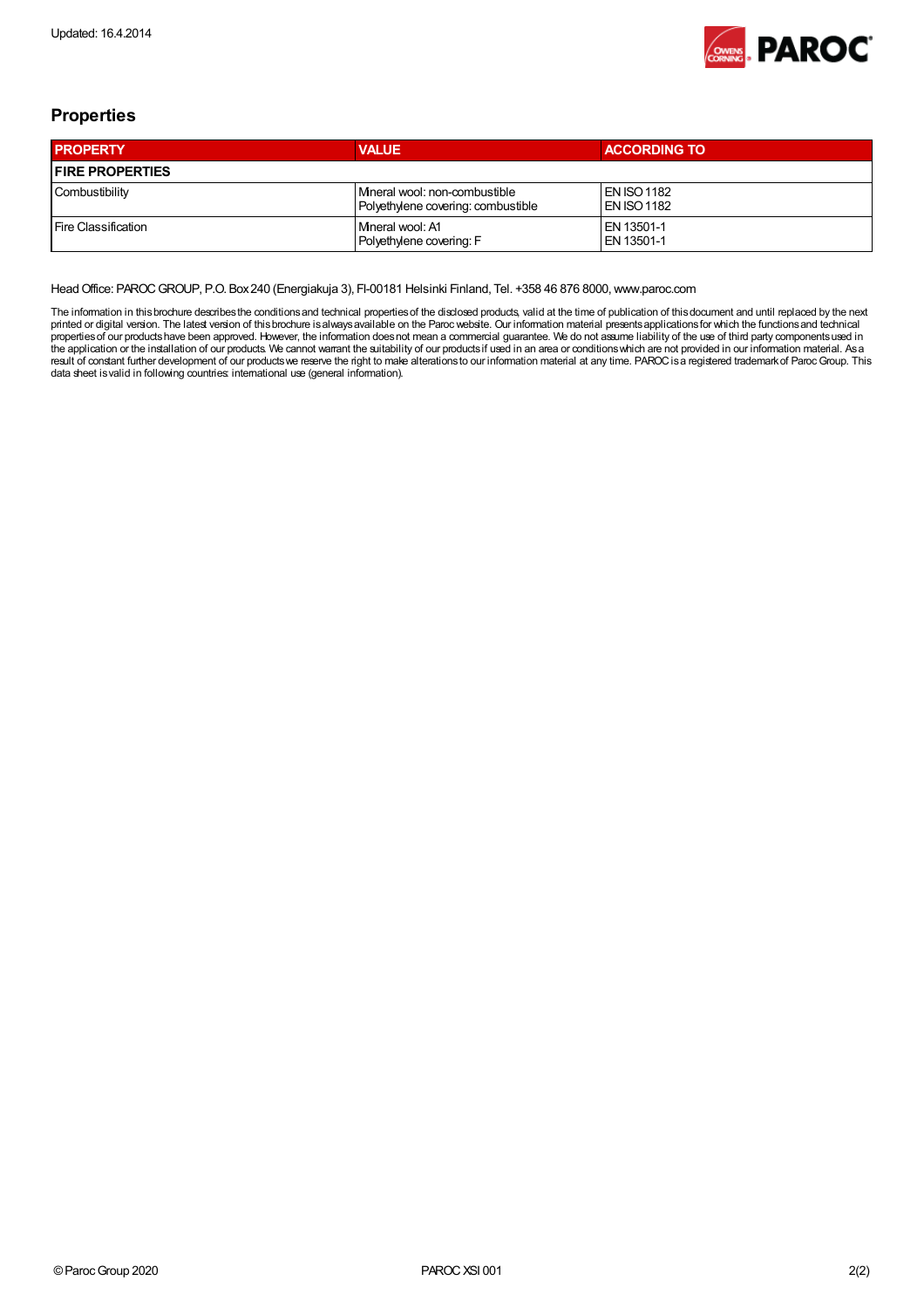Updated: 16.4.2014

## Properties

| PROPERTY | VALUE | ACCORDING TO |
|---|---|---|
| **FIRE PROPERTIES** | | |
| Combustibility | Mineral wool: non-combustible<br>Polyethylene covering: combustible | EN ISO 1182<br>EN ISO 1182 |
| Fire Classification | Mineral wool: A1<br>Polyethylene covering: F | EN 13501-1<br>EN 13501-1 |

Head Office: PAROC GROUP, P.O. Box 240 (Energiakuja 3), FI-00181 Helsinki Finland, Tel. +358 46 876 8000, www.paroc.com

The information in this brochure describes the conditions and technical properties of the disclosed products, valid at the time of publication of this document and until replaced by the next printed or digital version. The latest version of this brochure is always available on the Paroc website. Our information material presents applications for which the functions and technical properties of our products have been approved. However, the information does not mean a commercial guarantee. We do not assume liability of the use of third party components used in the application or the installation of our products. We cannot warrant the suitability of our products if used in an area or conditions which are not provided in our information material. As a result of constant further development of our products we reserve the right to make alterations to our information material at any time. PAROC is a registered trademark of Paroc Group. This data sheet is valid in following countries: international use (general information).

© Paroc Group 2020

PAROC XSI 001